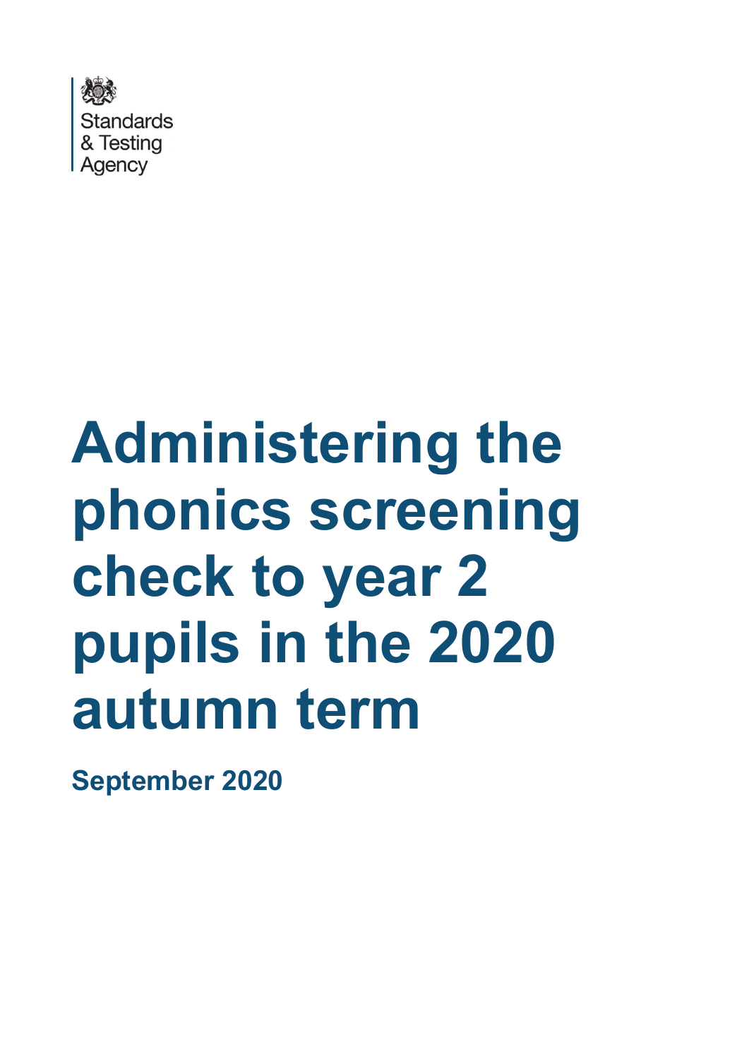Standards & Testing Agency

# Administering the phonics screening check to year 2 pupils in the 2020 autumn term

**September 2020**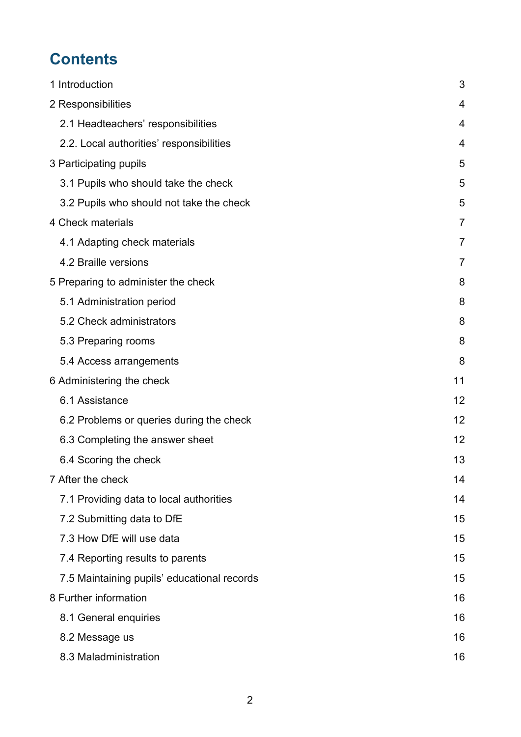# Contents

| | |
|---|---|
| 1 Introduction | 3 |
| 2 Responsibilities | 4 |
| 2.1 Headteachers' responsibilities | 4 |
| 2.2. Local authorities' responsibilities | 4 |
| 3 Participating pupils | 5 |
| 3.1 Pupils who should take the check | 5 |
| 3.2 Pupils who should not take the check | 5 |
| 4 Check materials | 7 |
| 4.1 Adapting check materials | 7 |
| 4.2 Braille versions | 7 |
| 5 Preparing to administer the check | 8 |
| 5.1 Administration period | 8 |
| 5.2 Check administrators | 8 |
| 5.3 Preparing rooms | 8 |
| 5.4 Access arrangements | 8 |
| 6 Administering the check | 11 |
| 6.1 Assistance | 12 |
| 6.2 Problems or queries during the check | 12 |
| 6.3 Completing the answer sheet | 12 |
| 6.4 Scoring the check | 13 |
| 7 After the check | 14 |
| 7.1 Providing data to local authorities | 14 |
| 7.2 Submitting data to DfE | 15 |
| 7.3 How DfE will use data | 15 |
| 7.4 Reporting results to parents | 15 |
| 7.5 Maintaining pupils' educational records | 15 |
| 8 Further information | 16 |
| 8.1 General enquiries | 16 |
| 8.2 Message us | 16 |
| 8.3 Maladministration | 16 |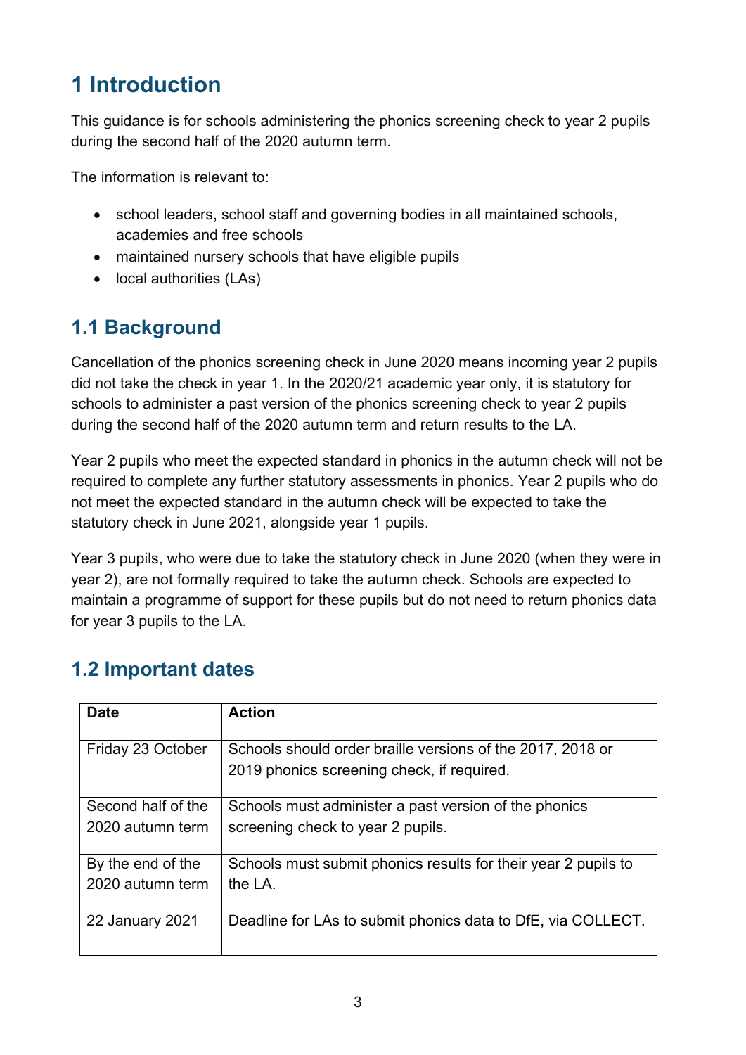# 1 Introduction

This guidance is for schools administering the phonics screening check to year 2 pupils during the second half of the 2020 autumn term.

The information is relevant to:

- school leaders, school staff and governing bodies in all maintained schools, academies and free schools
- maintained nursery schools that have eligible pupils
- local authorities (LAs)

## 1.1 Background

Cancellation of the phonics screening check in June 2020 means incoming year 2 pupils did not take the check in year 1. In the 2020/21 academic year only, it is statutory for schools to administer a past version of the phonics screening check to year 2 pupils during the second half of the 2020 autumn term and return results to the LA.

Year 2 pupils who meet the expected standard in phonics in the autumn check will not be required to complete any further statutory assessments in phonics. Year 2 pupils who do not meet the expected standard in the autumn check will be expected to take the statutory check in June 2021, alongside year 1 pupils.

Year 3 pupils, who were due to take the statutory check in June 2020 (when they were in year 2), are not formally required to take the autumn check. Schools are expected to maintain a programme of support for these pupils but do not need to return phonics data for year 3 pupils to the LA.

## 1.2 Important dates

| Date | Action |
|---|---|
| Friday 23 October | Schools should order braille versions of the 2017, 2018 or 2019 phonics screening check, if required. |
| Second half of the 2020 autumn term | Schools must administer a past version of the phonics screening check to year 2 pupils. |
| By the end of the 2020 autumn term | Schools must submit phonics results for their year 2 pupils to the LA. |
| 22 January 2021 | Deadline for LAs to submit phonics data to DfE, via COLLECT. |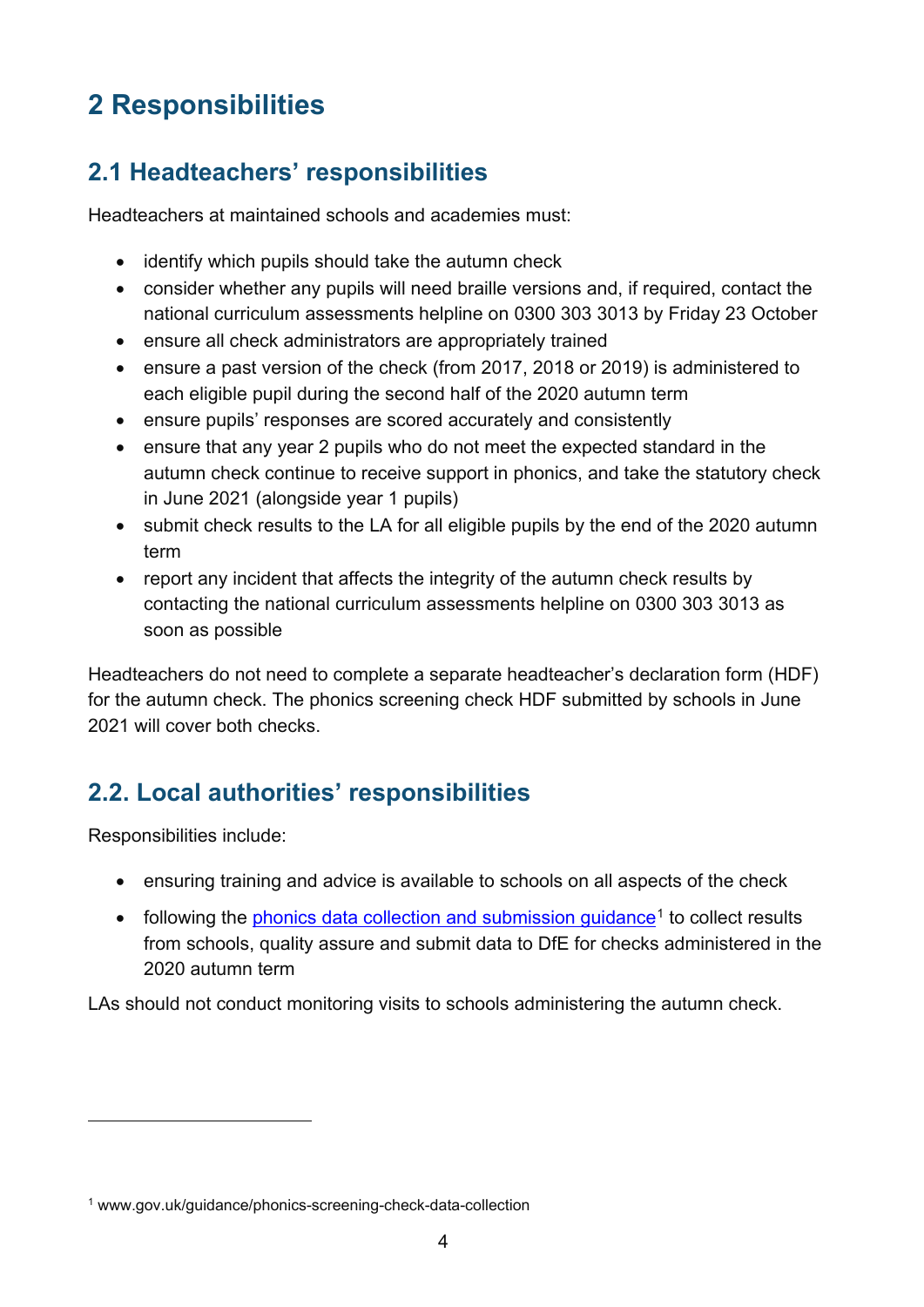# 2 Responsibilities

## 2.1 Headteachers' responsibilities

Headteachers at maintained schools and academies must:

- identify which pupils should take the autumn check
- consider whether any pupils will need braille versions and, if required, contact the national curriculum assessments helpline on 0300 303 3013 by Friday 23 October
- ensure all check administrators are appropriately trained
- ensure a past version of the check (from 2017, 2018 or 2019) is administered to each eligible pupil during the second half of the 2020 autumn term
- ensure pupils' responses are scored accurately and consistently
- ensure that any year 2 pupils who do not meet the expected standard in the autumn check continue to receive support in phonics, and take the statutory check in June 2021 (alongside year 1 pupils)
- submit check results to the LA for all eligible pupils by the end of the 2020 autumn term
- report any incident that affects the integrity of the autumn check results by contacting the national curriculum assessments helpline on 0300 303 3013 as soon as possible

Headteachers do not need to complete a separate headteacher's declaration form (HDF) for the autumn check. The phonics screening check HDF submitted by schools in June 2021 will cover both checks.

## 2.2. Local authorities' responsibilities

Responsibilities include:

- ensuring training and advice is available to schools on all aspects of the check
- following the phonics data collection and submission guidance[1] to collect results from schools, quality assure and submit data to DfE for checks administered in the 2020 autumn term

LAs should not conduct monitoring visits to schools administering the autumn check.

[1] www.gov.uk/guidance/phonics-screening-check-data-collection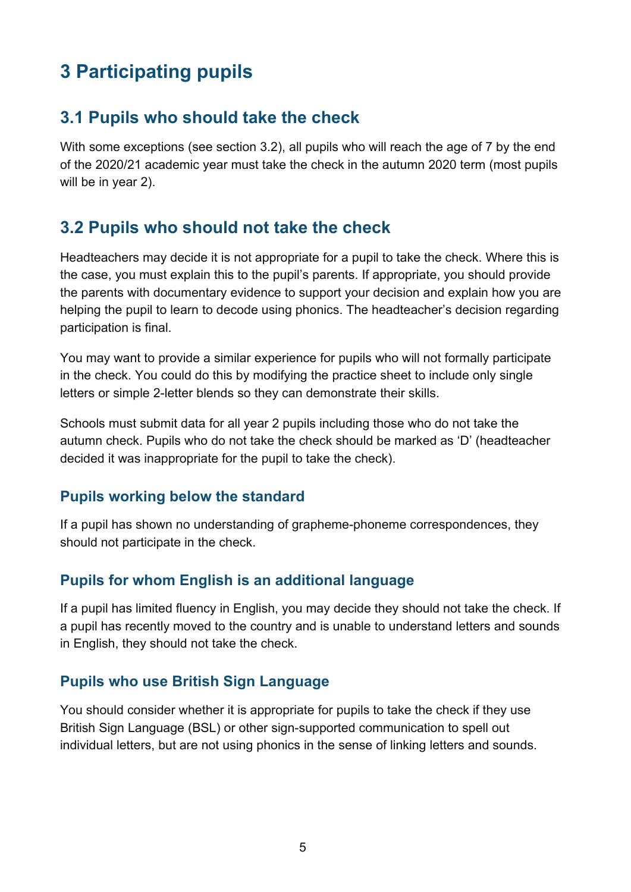# 3 Participating pupils

## 3.1 Pupils who should take the check

With some exceptions (see section 3.2), all pupils who will reach the age of 7 by the end of the 2020/21 academic year must take the check in the autumn 2020 term (most pupils will be in year 2).

## 3.2 Pupils who should not take the check

Headteachers may decide it is not appropriate for a pupil to take the check. Where this is the case, you must explain this to the pupil's parents. If appropriate, you should provide the parents with documentary evidence to support your decision and explain how you are helping the pupil to learn to decode using phonics. The headteacher's decision regarding participation is final.

You may want to provide a similar experience for pupils who will not formally participate in the check. You could do this by modifying the practice sheet to include only single letters or simple 2-letter blends so they can demonstrate their skills.

Schools must submit data for all year 2 pupils including those who do not take the autumn check. Pupils who do not take the check should be marked as 'D' (headteacher decided it was inappropriate for the pupil to take the check).

### Pupils working below the standard

If a pupil has shown no understanding of grapheme-phoneme correspondences, they should not participate in the check.

### Pupils for whom English is an additional language

If a pupil has limited fluency in English, you may decide they should not take the check. If a pupil has recently moved to the country and is unable to understand letters and sounds in English, they should not take the check.

### Pupils who use British Sign Language

You should consider whether it is appropriate for pupils to take the check if they use British Sign Language (BSL) or other sign-supported communication to spell out individual letters, but are not using phonics in the sense of linking letters and sounds.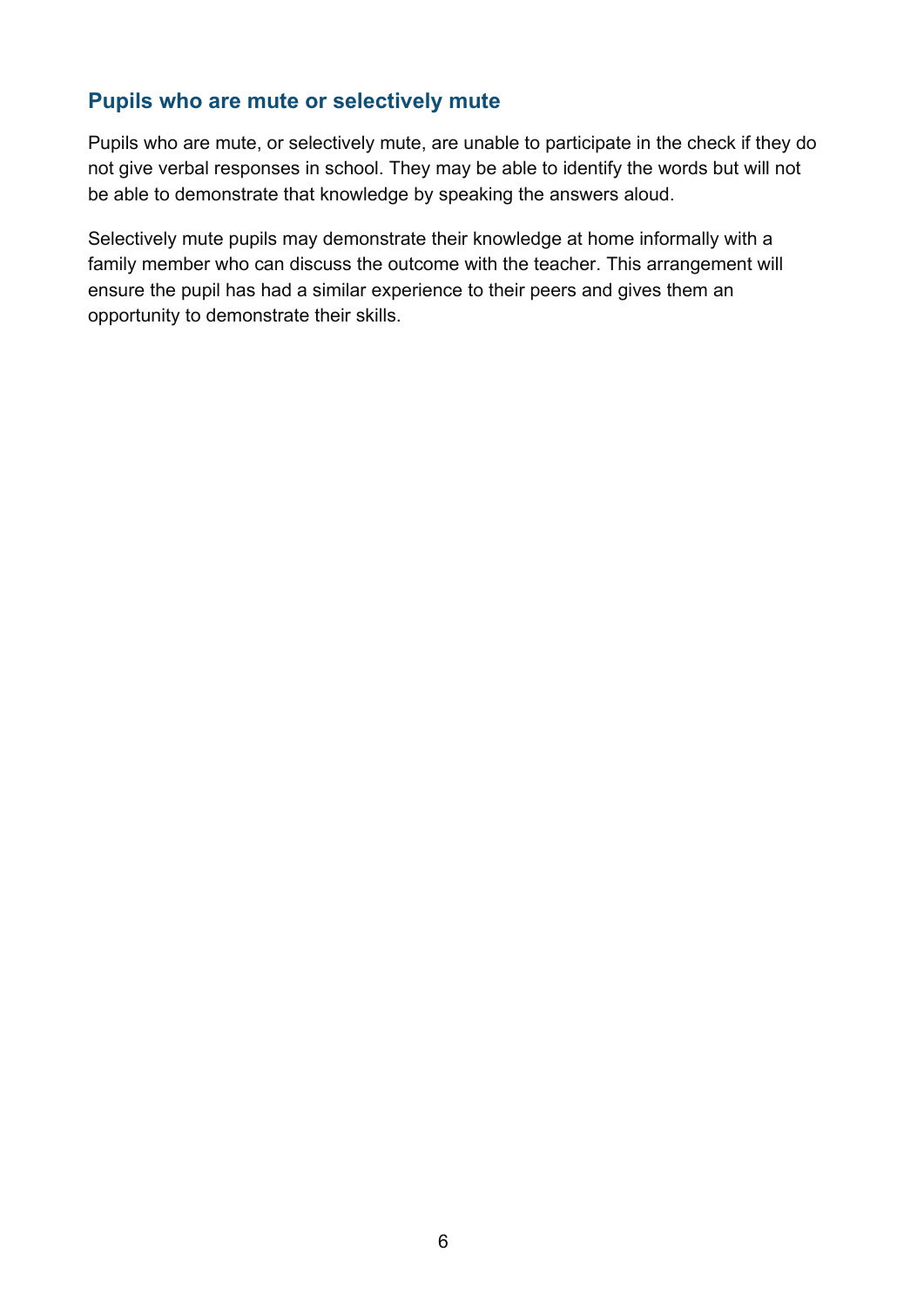## Pupils who are mute or selectively mute

Pupils who are mute, or selectively mute, are unable to participate in the check if they do not give verbal responses in school. They may be able to identify the words but will not be able to demonstrate that knowledge by speaking the answers aloud.

Selectively mute pupils may demonstrate their knowledge at home informally with a family member who can discuss the outcome with the teacher. This arrangement will ensure the pupil has had a similar experience to their peers and gives them an opportunity to demonstrate their skills.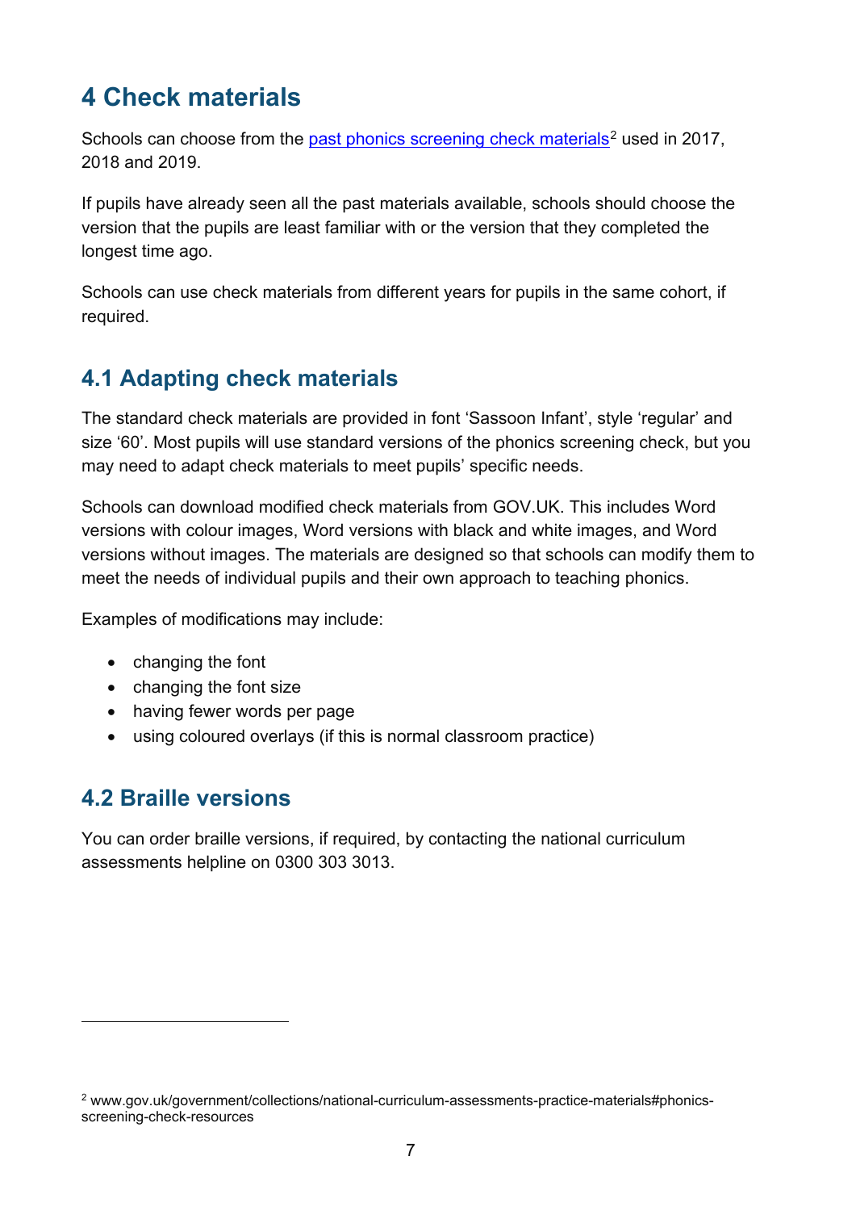# 4 Check materials

Schools can choose from the past phonics screening check materials[2] used in 2017, 2018 and 2019.

If pupils have already seen all the past materials available, schools should choose the version that the pupils are least familiar with or the version that they completed the longest time ago.

Schools can use check materials from different years for pupils in the same cohort, if required.

## 4.1 Adapting check materials

The standard check materials are provided in font 'Sassoon Infant', style 'regular' and size '60'. Most pupils will use standard versions of the phonics screening check, but you may need to adapt check materials to meet pupils' specific needs.

Schools can download modified check materials from GOV.UK. This includes Word versions with colour images, Word versions with black and white images, and Word versions without images. The materials are designed so that schools can modify them to meet the needs of individual pupils and their own approach to teaching phonics.

Examples of modifications may include:

- changing the font
- changing the font size
- having fewer words per page
- using coloured overlays (if this is normal classroom practice)

## 4.2 Braille versions

You can order braille versions, if required, by contacting the national curriculum assessments helpline on 0300 303 3013.

---

[2] www.gov.uk/government/collections/national-curriculum-assessments-practice-materials#phonics-screening-check-resources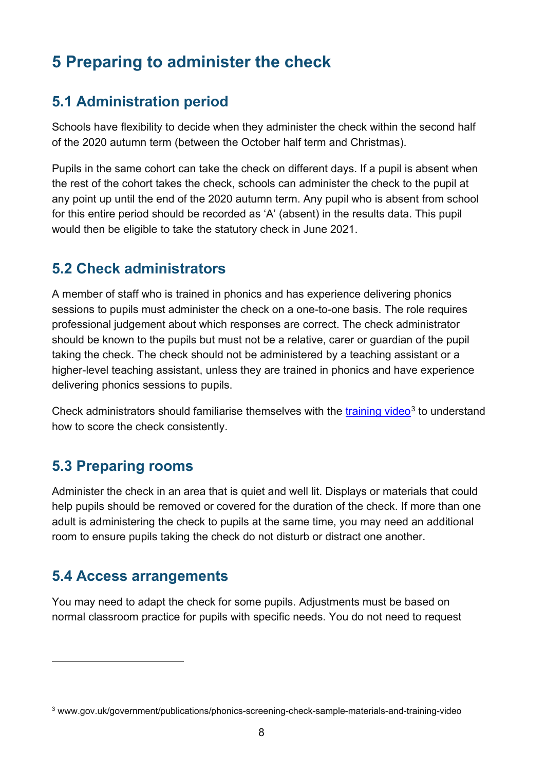# 5 Preparing to administer the check

## 5.1 Administration period

Schools have flexibility to decide when they administer the check within the second half of the 2020 autumn term (between the October half term and Christmas).

Pupils in the same cohort can take the check on different days. If a pupil is absent when the rest of the cohort takes the check, schools can administer the check to the pupil at any point up until the end of the 2020 autumn term. Any pupil who is absent from school for this entire period should be recorded as 'A' (absent) in the results data. This pupil would then be eligible to take the statutory check in June 2021.

## 5.2 Check administrators

A member of staff who is trained in phonics and has experience delivering phonics sessions to pupils must administer the check on a one-to-one basis. The role requires professional judgement about which responses are correct. The check administrator should be known to the pupils but must not be a relative, carer or guardian of the pupil taking the check. The check should not be administered by a teaching assistant or a higher-level teaching assistant, unless they are trained in phonics and have experience delivering phonics sessions to pupils.

Check administrators should familiarise themselves with the training video[3] to understand how to score the check consistently.

## 5.3 Preparing rooms

Administer the check in an area that is quiet and well lit. Displays or materials that could help pupils should be removed or covered for the duration of the check. If more than one adult is administering the check to pupils at the same time, you may need an additional room to ensure pupils taking the check do not disturb or distract one another.

## 5.4 Access arrangements

You may need to adapt the check for some pupils. Adjustments must be based on normal classroom practice for pupils with specific needs. You do not need to request

---

[3] www.gov.uk/government/publications/phonics-screening-check-sample-materials-and-training-video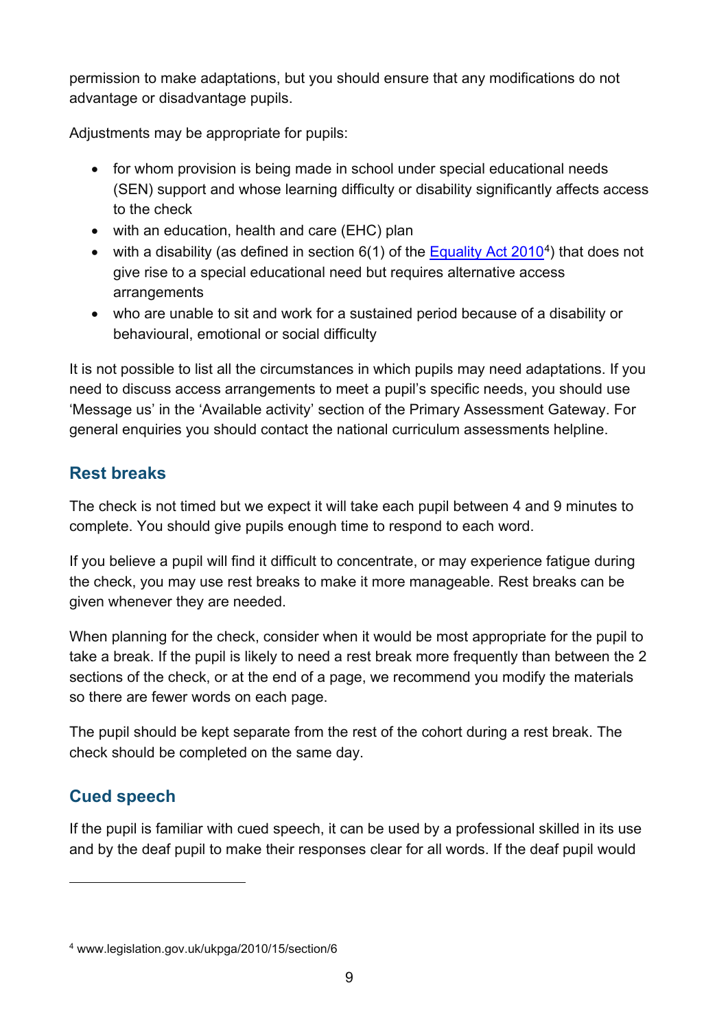permission to make adaptations, but you should ensure that any modifications do not advantage or disadvantage pupils.

Adjustments may be appropriate for pupils:

- for whom provision is being made in school under special educational needs (SEN) support and whose learning difficulty or disability significantly affects access to the check
- with an education, health and care (EHC) plan
- with a disability (as defined in section 6(1) of the Equality Act 2010[4]) that does not give rise to a special educational need but requires alternative access arrangements
- who are unable to sit and work for a sustained period because of a disability or behavioural, emotional or social difficulty

It is not possible to list all the circumstances in which pupils may need adaptations. If you need to discuss access arrangements to meet a pupil's specific needs, you should use 'Message us' in the 'Available activity' section of the Primary Assessment Gateway. For general enquiries you should contact the national curriculum assessments helpline.

## Rest breaks

The check is not timed but we expect it will take each pupil between 4 and 9 minutes to complete. You should give pupils enough time to respond to each word.

If you believe a pupil will find it difficult to concentrate, or may experience fatigue during the check, you may use rest breaks to make it more manageable. Rest breaks can be given whenever they are needed.

When planning for the check, consider when it would be most appropriate for the pupil to take a break. If the pupil is likely to need a rest break more frequently than between the 2 sections of the check, or at the end of a page, we recommend you modify the materials so there are fewer words on each page.

The pupil should be kept separate from the rest of the cohort during a rest break. The check should be completed on the same day.

## Cued speech

If the pupil is familiar with cued speech, it can be used by a professional skilled in its use and by the deaf pupil to make their responses clear for all words. If the deaf pupil would

---

[4] www.legislation.gov.uk/ukpga/2010/15/section/6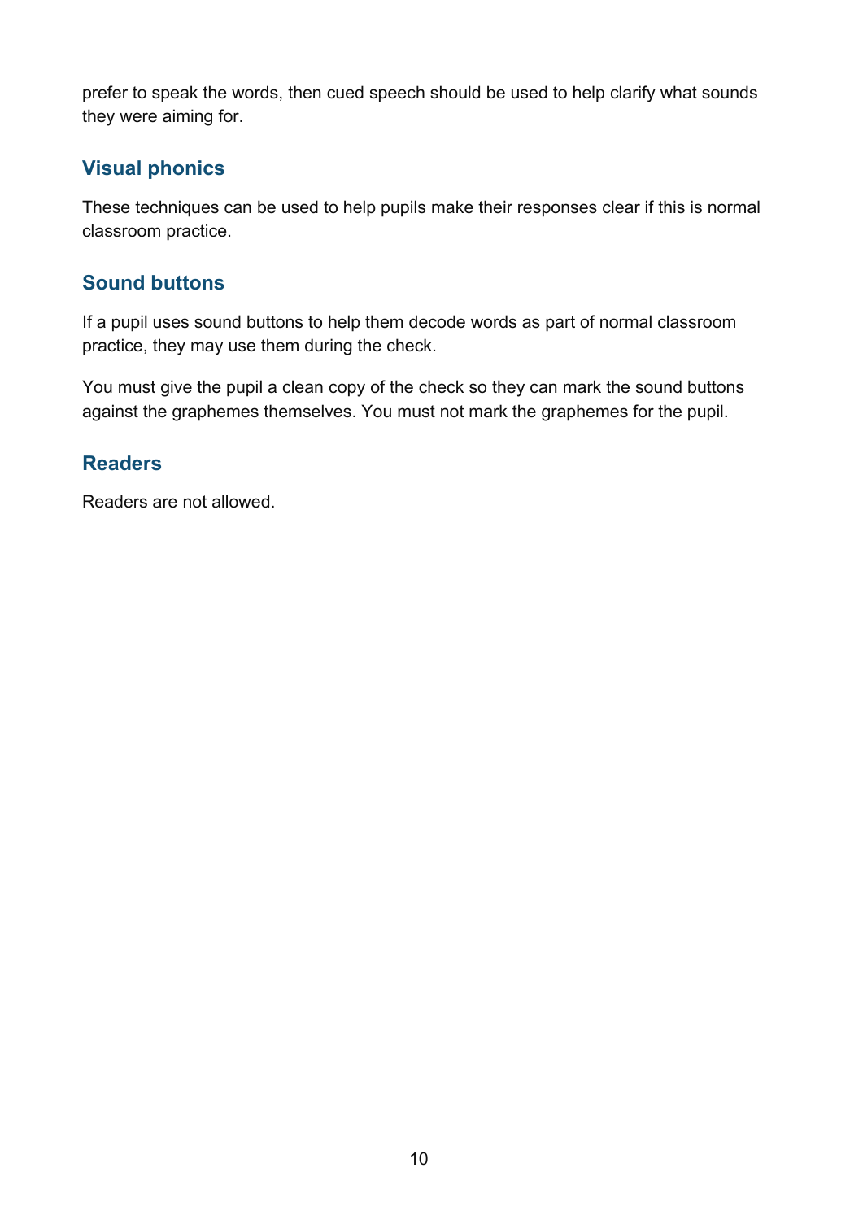prefer to speak the words, then cued speech should be used to help clarify what sounds they were aiming for.

## Visual phonics

These techniques can be used to help pupils make their responses clear if this is normal classroom practice.

## Sound buttons

If a pupil uses sound buttons to help them decode words as part of normal classroom practice, they may use them during the check.

You must give the pupil a clean copy of the check so they can mark the sound buttons against the graphemes themselves. You must not mark the graphemes for the pupil.

## Readers

Readers are not allowed.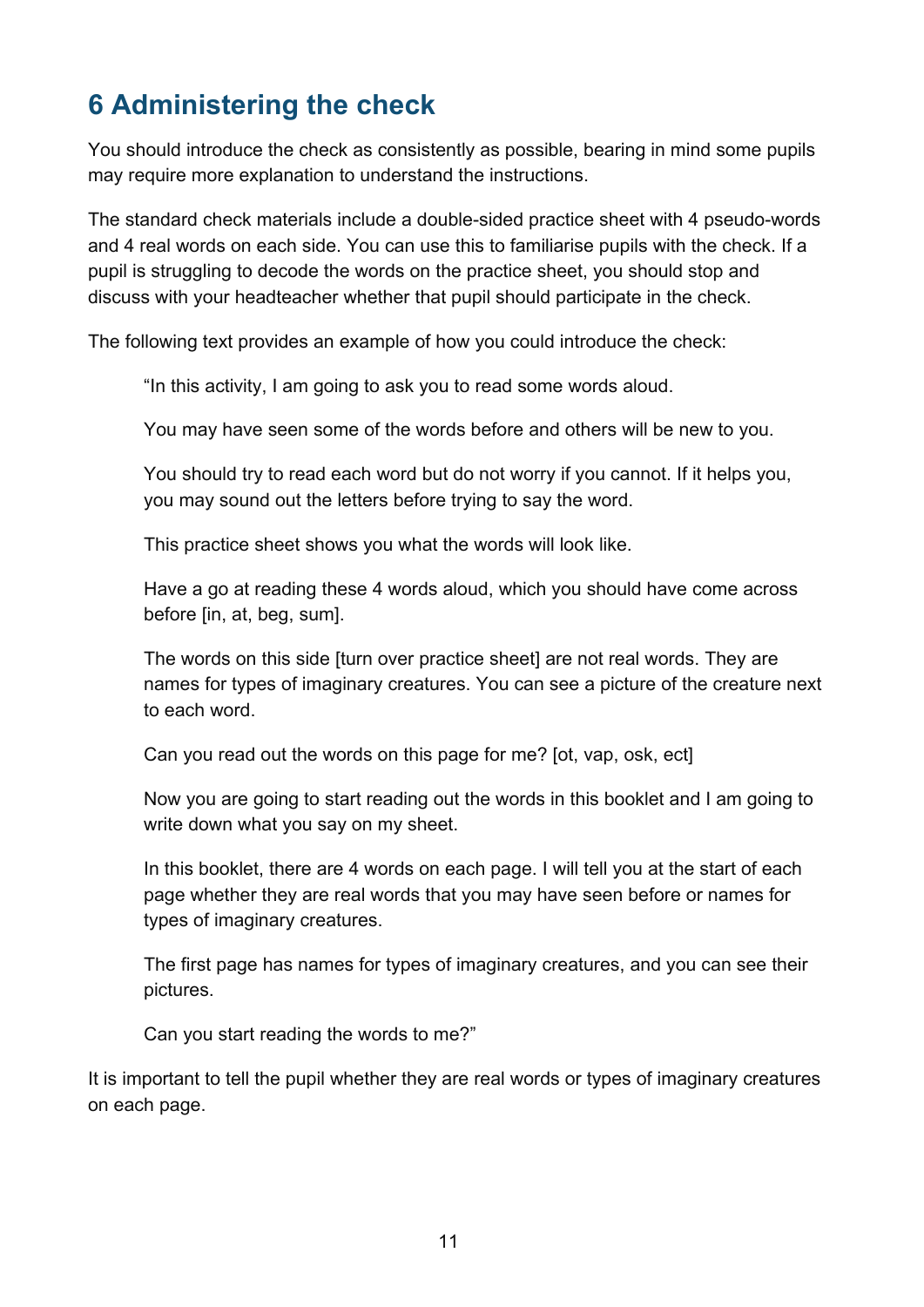# 6 Administering the check

You should introduce the check as consistently as possible, bearing in mind some pupils may require more explanation to understand the instructions.

The standard check materials include a double-sided practice sheet with 4 pseudo-words and 4 real words on each side. You can use this to familiarise pupils with the check. If a pupil is struggling to decode the words on the practice sheet, you should stop and discuss with your headteacher whether that pupil should participate in the check.

The following text provides an example of how you could introduce the check:

> "In this activity, I am going to ask you to read some words aloud.
>
> You may have seen some of the words before and others will be new to you.
>
> You should try to read each word but do not worry if you cannot. If it helps you, you may sound out the letters before trying to say the word.
>
> This practice sheet shows you what the words will look like.
>
> Have a go at reading these 4 words aloud, which you should have come across before [in, at, beg, sum].
>
> The words on this side [turn over practice sheet] are not real words. They are names for types of imaginary creatures. You can see a picture of the creature next to each word.
>
> Can you read out the words on this page for me? [ot, vap, osk, ect]
>
> Now you are going to start reading out the words in this booklet and I am going to write down what you say on my sheet.
>
> In this booklet, there are 4 words on each page. I will tell you at the start of each page whether they are real words that you may have seen before or names for types of imaginary creatures.
>
> The first page has names for types of imaginary creatures, and you can see their pictures.
>
> Can you start reading the words to me?"

It is important to tell the pupil whether they are real words or types of imaginary creatures on each page.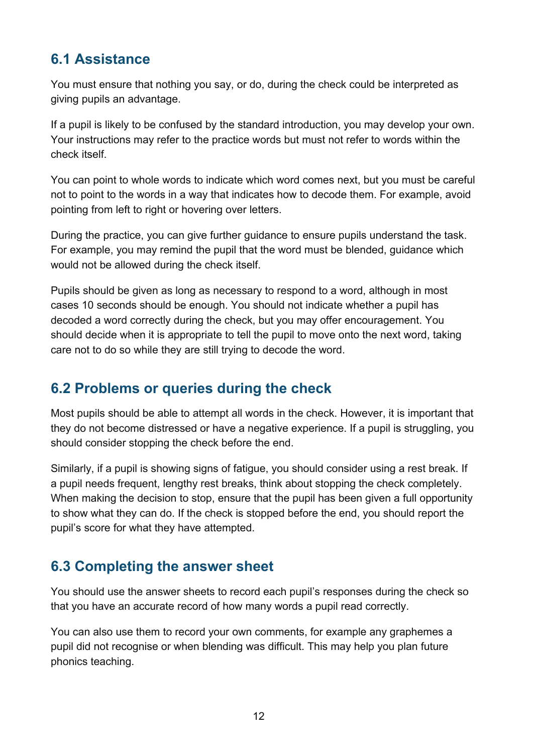## 6.1 Assistance

You must ensure that nothing you say, or do, during the check could be interpreted as giving pupils an advantage.

If a pupil is likely to be confused by the standard introduction, you may develop your own. Your instructions may refer to the practice words but must not refer to words within the check itself.

You can point to whole words to indicate which word comes next, but you must be careful not to point to the words in a way that indicates how to decode them. For example, avoid pointing from left to right or hovering over letters.

During the practice, you can give further guidance to ensure pupils understand the task. For example, you may remind the pupil that the word must be blended, guidance which would not be allowed during the check itself.

Pupils should be given as long as necessary to respond to a word, although in most cases 10 seconds should be enough. You should not indicate whether a pupil has decoded a word correctly during the check, but you may offer encouragement. You should decide when it is appropriate to tell the pupil to move onto the next word, taking care not to do so while they are still trying to decode the word.

## 6.2 Problems or queries during the check

Most pupils should be able to attempt all words in the check. However, it is important that they do not become distressed or have a negative experience. If a pupil is struggling, you should consider stopping the check before the end.

Similarly, if a pupil is showing signs of fatigue, you should consider using a rest break. If a pupil needs frequent, lengthy rest breaks, think about stopping the check completely. When making the decision to stop, ensure that the pupil has been given a full opportunity to show what they can do. If the check is stopped before the end, you should report the pupil's score for what they have attempted.

## 6.3 Completing the answer sheet

You should use the answer sheets to record each pupil's responses during the check so that you have an accurate record of how many words a pupil read correctly.

You can also use them to record your own comments, for example any graphemes a pupil did not recognise or when blending was difficult. This may help you plan future phonics teaching.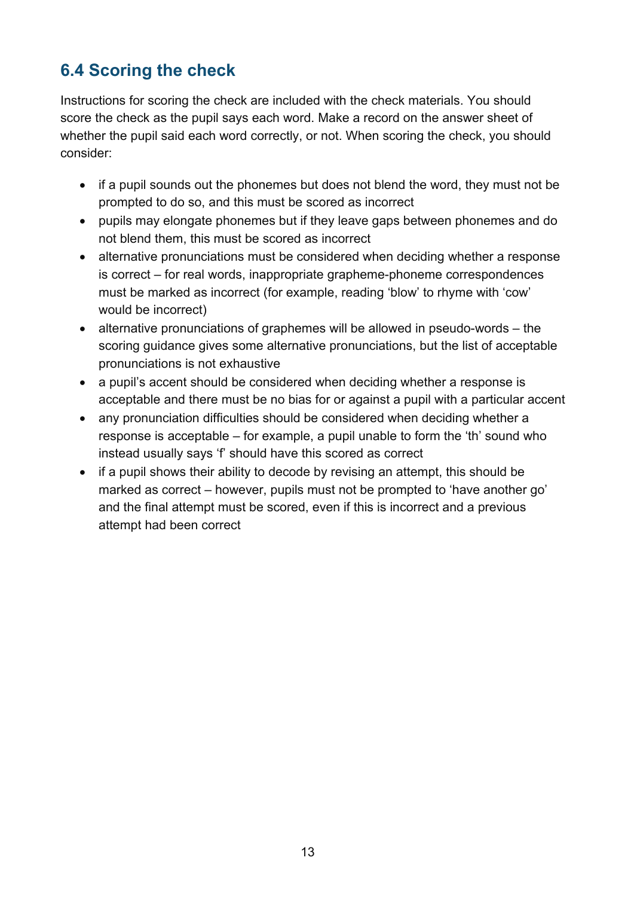## 6.4 Scoring the check

Instructions for scoring the check are included with the check materials. You should score the check as the pupil says each word. Make a record on the answer sheet of whether the pupil said each word correctly, or not. When scoring the check, you should consider:

- if a pupil sounds out the phonemes but does not blend the word, they must not be prompted to do so, and this must be scored as incorrect
- pupils may elongate phonemes but if they leave gaps between phonemes and do not blend them, this must be scored as incorrect
- alternative pronunciations must be considered when deciding whether a response is correct – for real words, inappropriate grapheme-phoneme correspondences must be marked as incorrect (for example, reading 'blow' to rhyme with 'cow' would be incorrect)
- alternative pronunciations of graphemes will be allowed in pseudo-words – the scoring guidance gives some alternative pronunciations, but the list of acceptable pronunciations is not exhaustive
- a pupil's accent should be considered when deciding whether a response is acceptable and there must be no bias for or against a pupil with a particular accent
- any pronunciation difficulties should be considered when deciding whether a response is acceptable – for example, a pupil unable to form the 'th' sound who instead usually says 'f' should have this scored as correct
- if a pupil shows their ability to decode by revising an attempt, this should be marked as correct – however, pupils must not be prompted to 'have another go' and the final attempt must be scored, even if this is incorrect and a previous attempt had been correct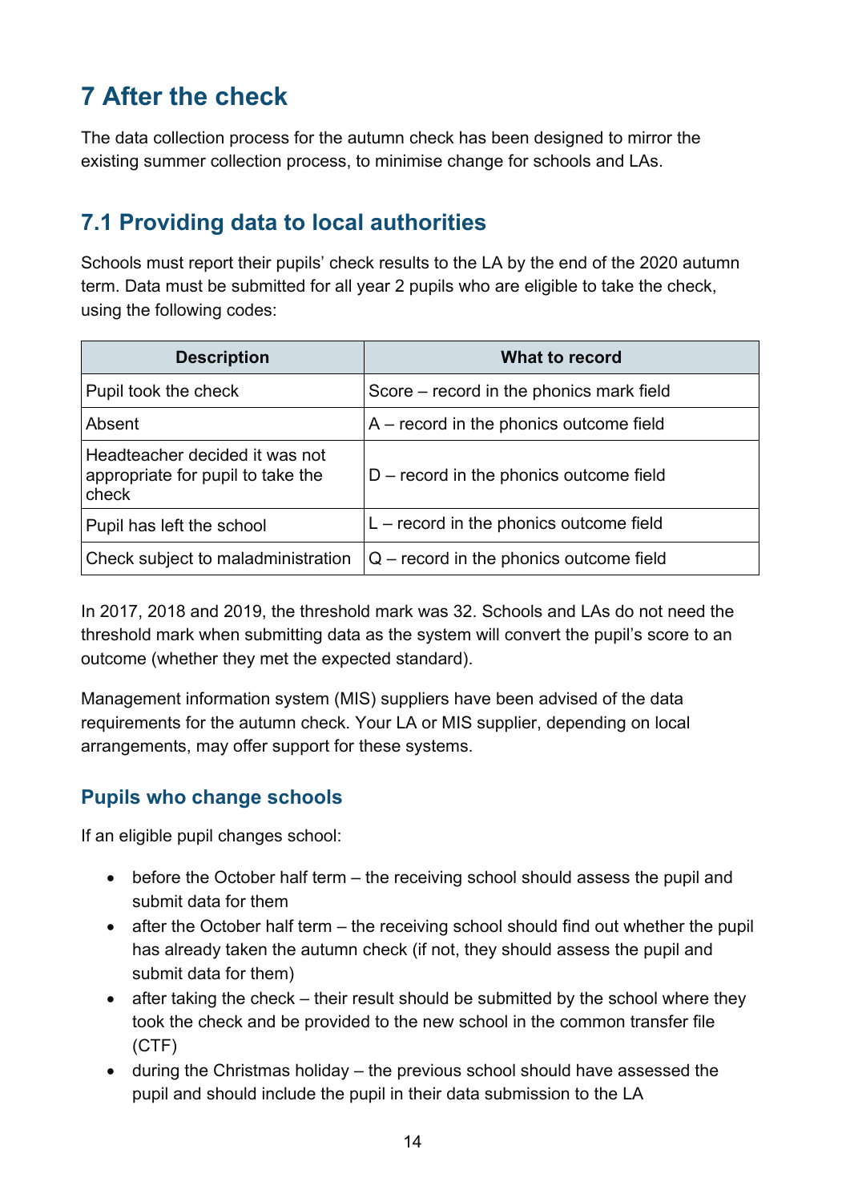# 7 After the check

The data collection process for the autumn check has been designed to mirror the existing summer collection process, to minimise change for schools and LAs.

## 7.1 Providing data to local authorities

Schools must report their pupils' check results to the LA by the end of the 2020 autumn term. Data must be submitted for all year 2 pupils who are eligible to take the check, using the following codes:

| Description | What to record |
|---|---|
| Pupil took the check | Score – record in the phonics mark field |
| Absent | A – record in the phonics outcome field |
| Headteacher decided it was not appropriate for pupil to take the check | D – record in the phonics outcome field |
| Pupil has left the school | L – record in the phonics outcome field |
| Check subject to maladministration | Q – record in the phonics outcome field |

In 2017, 2018 and 2019, the threshold mark was 32. Schools and LAs do not need the threshold mark when submitting data as the system will convert the pupil's score to an outcome (whether they met the expected standard).

Management information system (MIS) suppliers have been advised of the data requirements for the autumn check. Your LA or MIS supplier, depending on local arrangements, may offer support for these systems.

### Pupils who change schools

If an eligible pupil changes school:

- before the October half term – the receiving school should assess the pupil and submit data for them
- after the October half term – the receiving school should find out whether the pupil has already taken the autumn check (if not, they should assess the pupil and submit data for them)
- after taking the check – their result should be submitted by the school where they took the check and be provided to the new school in the common transfer file (CTF)
- during the Christmas holiday – the previous school should have assessed the pupil and should include the pupil in their data submission to the LA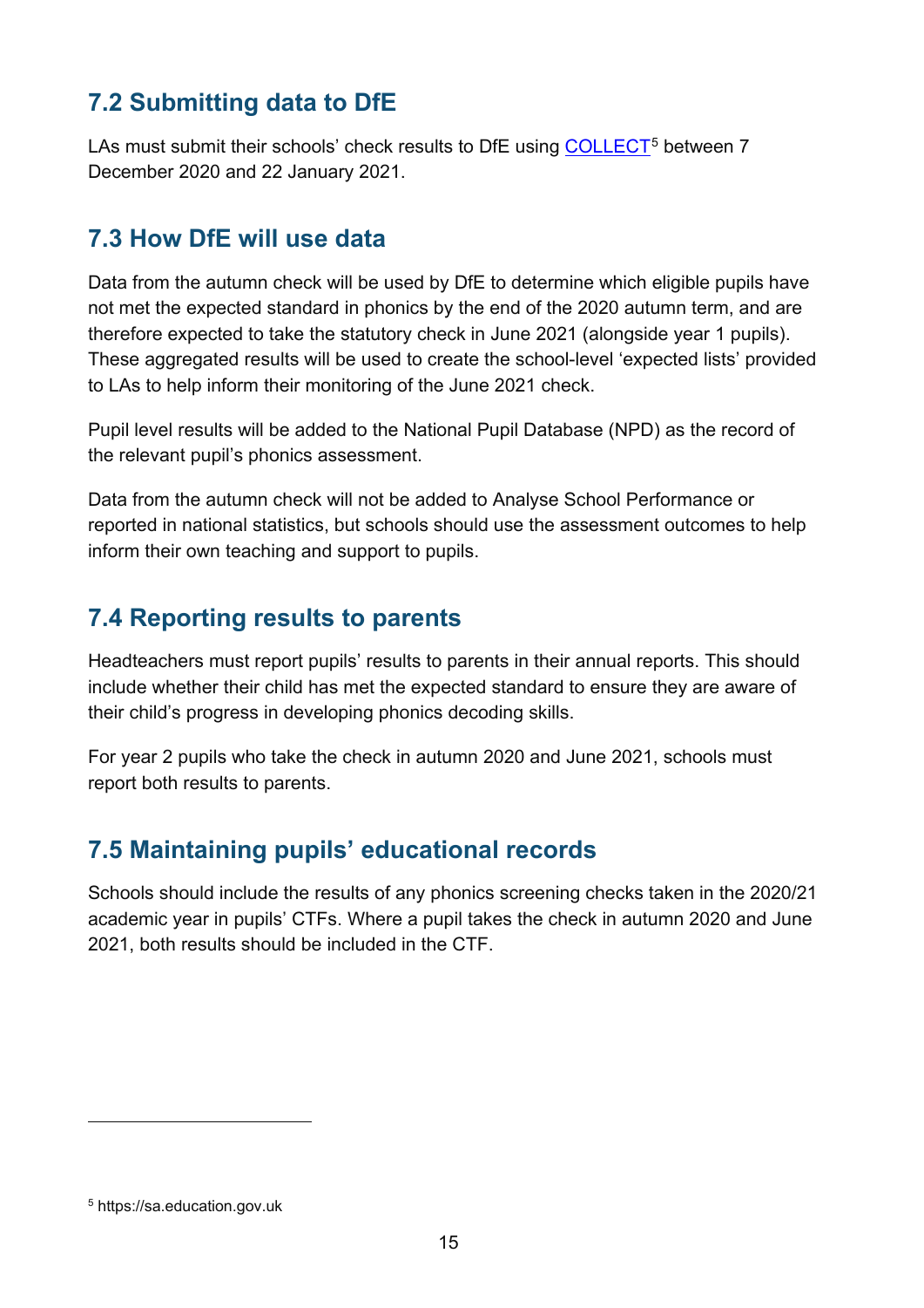## 7.2 Submitting data to DfE

LAs must submit their schools' check results to DfE using COLLECT[5] between 7 December 2020 and 22 January 2021.

## 7.3 How DfE will use data

Data from the autumn check will be used by DfE to determine which eligible pupils have not met the expected standard in phonics by the end of the 2020 autumn term, and are therefore expected to take the statutory check in June 2021 (alongside year 1 pupils). These aggregated results will be used to create the school-level 'expected lists' provided to LAs to help inform their monitoring of the June 2021 check.

Pupil level results will be added to the National Pupil Database (NPD) as the record of the relevant pupil's phonics assessment.

Data from the autumn check will not be added to Analyse School Performance or reported in national statistics, but schools should use the assessment outcomes to help inform their own teaching and support to pupils.

## 7.4 Reporting results to parents

Headteachers must report pupils' results to parents in their annual reports. This should include whether their child has met the expected standard to ensure they are aware of their child's progress in developing phonics decoding skills.

For year 2 pupils who take the check in autumn 2020 and June 2021, schools must report both results to parents.

## 7.5 Maintaining pupils' educational records

Schools should include the results of any phonics screening checks taken in the 2020/21 academic year in pupils' CTFs. Where a pupil takes the check in autumn 2020 and June 2021, both results should be included in the CTF.

---

[5] https://sa.education.gov.uk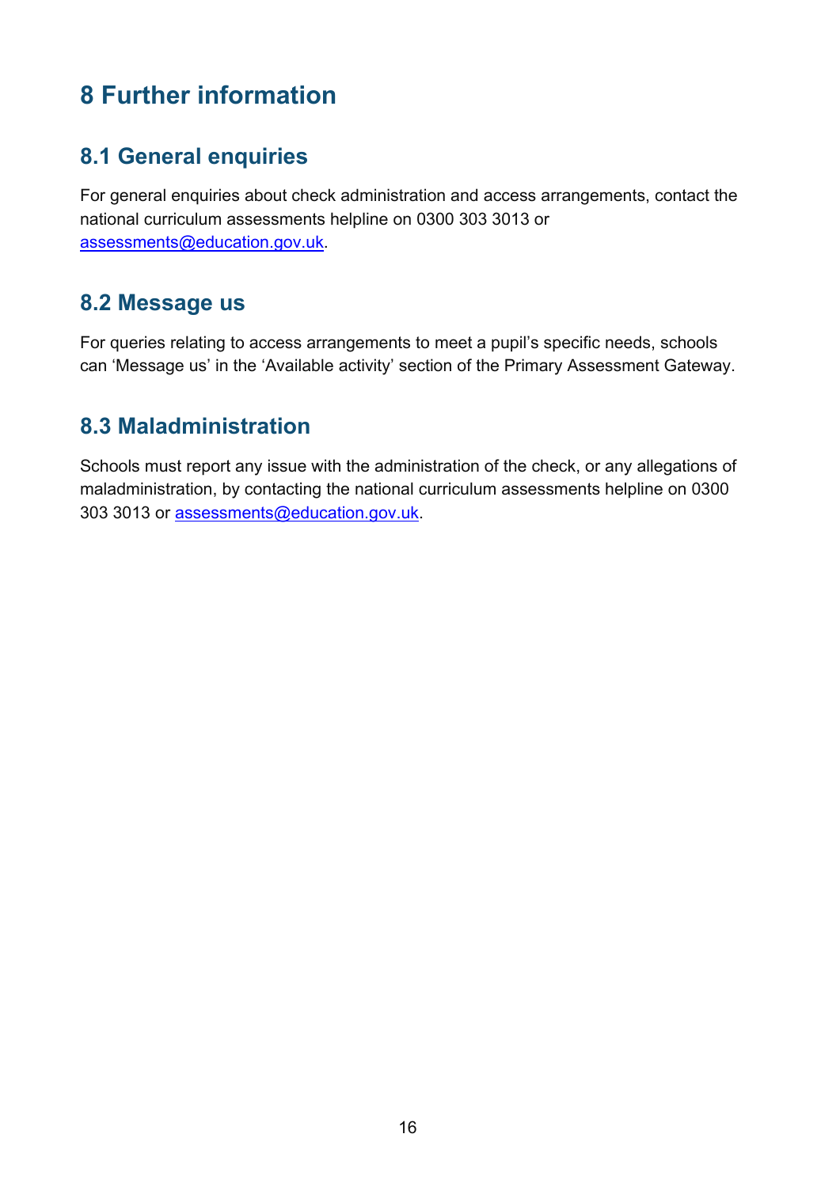# 8 Further information

## 8.1 General enquiries

For general enquiries about check administration and access arrangements, contact the national curriculum assessments helpline on 0300 303 3013 or [assessments@education.gov.uk](mailto:assessments@education.gov.uk).

## 8.2 Message us

For queries relating to access arrangements to meet a pupil's specific needs, schools can 'Message us' in the 'Available activity' section of the Primary Assessment Gateway.

## 8.3 Maladministration

Schools must report any issue with the administration of the check, or any allegations of maladministration, by contacting the national curriculum assessments helpline on 0300 303 3013 or [assessments@education.gov.uk](mailto:assessments@education.gov.uk).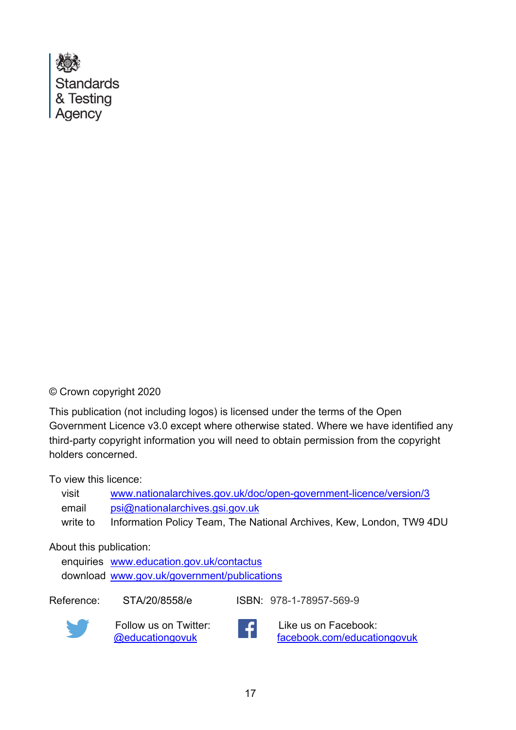Standards
& Testing
Agency

© Crown copyright 2020

This publication (not including logos) is licensed under the terms of the Open Government Licence v3.0 except where otherwise stated. Where we have identified any third-party copyright information you will need to obtain permission from the copyright holders concerned.

To view this licence:

- visit [www.nationalarchives.gov.uk/doc/open-government-licence/version/3](http://www.nationalarchives.gov.uk/doc/open-government-licence/version/3)
- email [psi@nationalarchives.gsi.gov.uk](mailto:psi@nationalarchives.gsi.gov.uk)
- write to Information Policy Team, The National Archives, Kew, London, TW9 4DU

About this publication:

- enquiries [www.education.gov.uk/contactus](http://www.education.gov.uk/contactus)
- download [www.gov.uk/government/publications](http://www.gov.uk/government/publications)

Reference: STA/20/8558/e ISBN: 978-1-78957-569-9

Follow us on Twitter: [@educationgovuk](http://twitter.com/educationgovuk)

Like us on Facebook: [facebook.com/educationgovuk](http://www.facebook.com/educationgovuk)